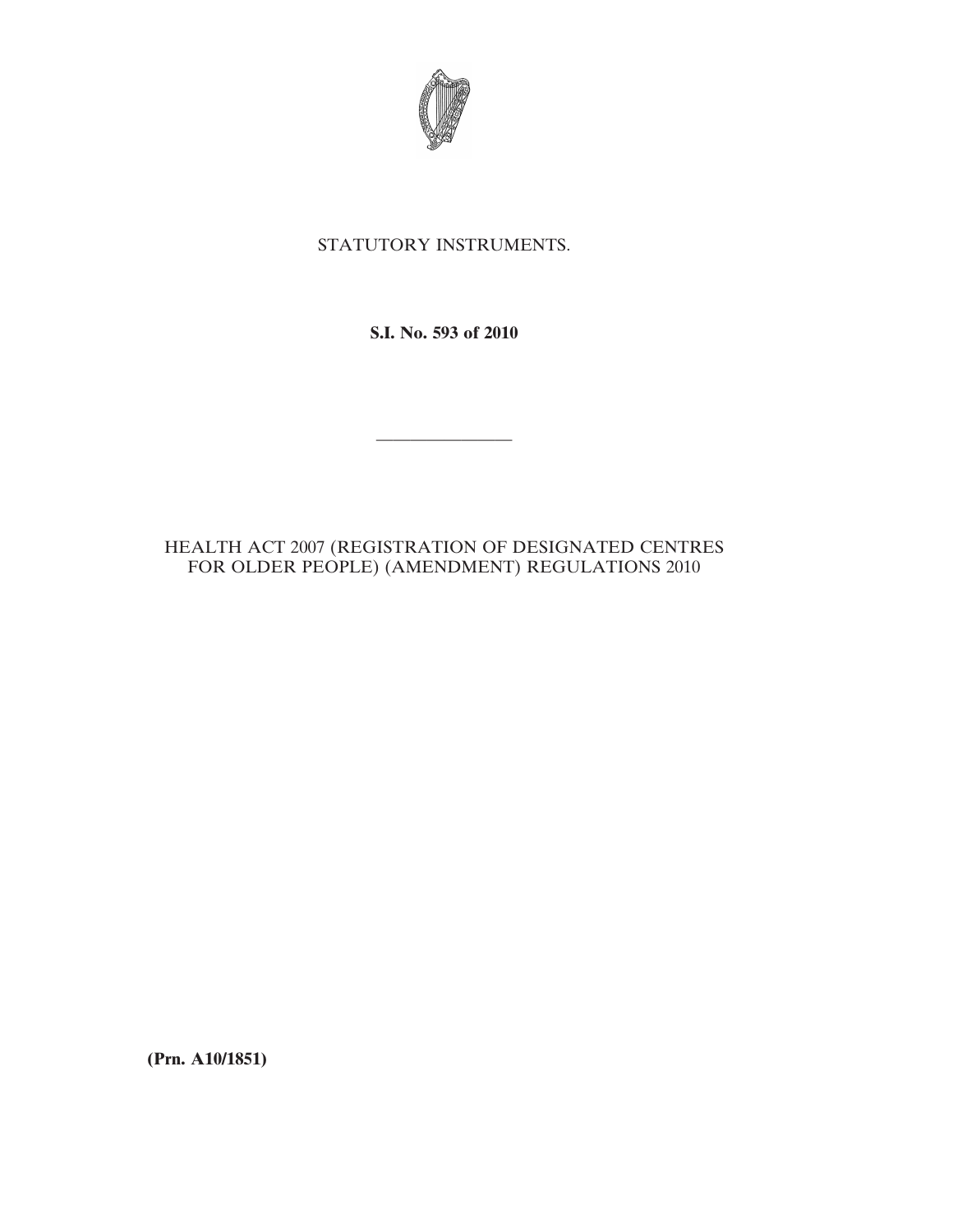STATUTORY INSTRUMENTS.

**S.I. No. 593 of 2010**

---

HEALTH ACT 2007 (REGISTRATION OF DESIGNATED CENTRES FOR OLDER PEOPLE) (AMENDMENT) REGULATIONS 2010

**(Prn. A10/1851)**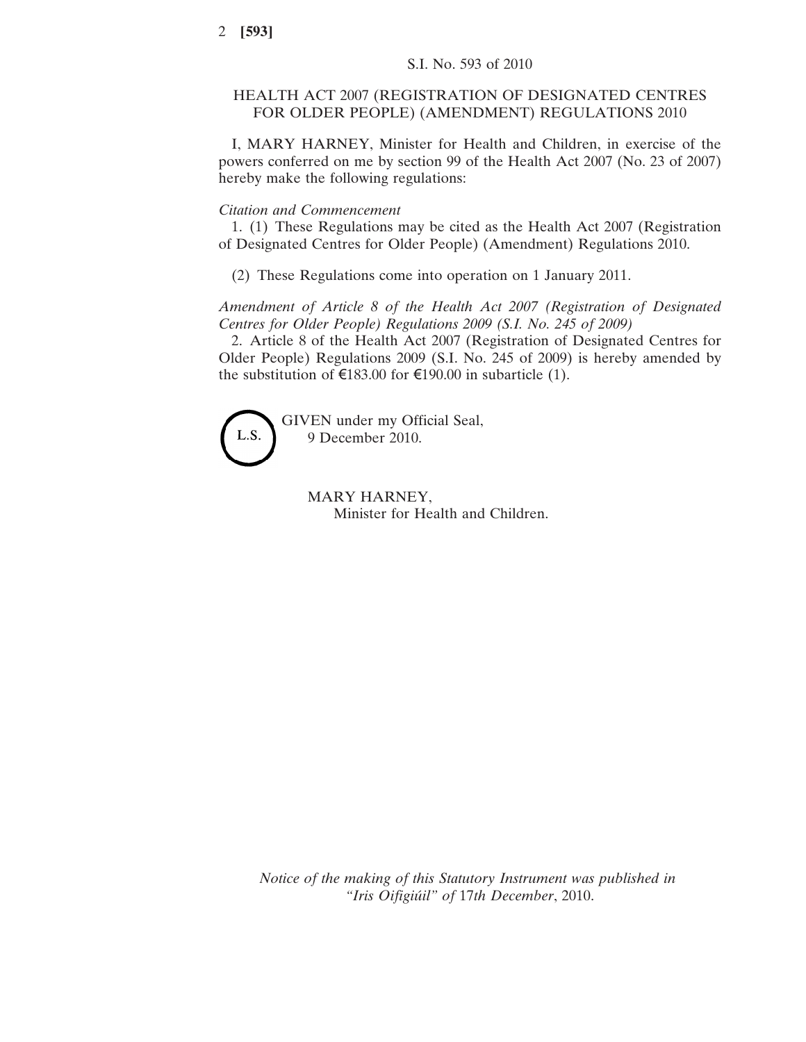S.I. No. 593 of 2010

# HEALTH ACT 2007 (REGISTRATION OF DESIGNATED CENTRES FOR OLDER PEOPLE) (AMENDMENT) REGULATIONS 2010

I, MARY HARNEY, Minister for Health and Children, in exercise of the powers conferred on me by section 99 of the Health Act 2007 (No. 23 of 2007) hereby make the following regulations:

*Citation and Commencement*

1. (1) These Regulations may be cited as the Health Act 2007 (Registration of Designated Centres for Older People) (Amendment) Regulations 2010.

(2) These Regulations come into operation on 1 January 2011.

*Amendment of Article 8 of the Health Act 2007 (Registration of Designated Centres for Older People) Regulations 2009 (S.I. No. 245 of 2009)*

2. Article 8 of the Health Act 2007 (Registration of Designated Centres for Older People) Regulations 2009 (S.I. No. 245 of 2009) is hereby amended by the substitution of €183.00 for €190.00 in subarticle (1).

L.S.

GIVEN under my Official Seal,
9 December 2010.

MARY HARNEY,
Minister for Health and Children.

*Notice of the making of this Statutory Instrument was published in "Iris Oifigiúil" of 17th December, 2010.*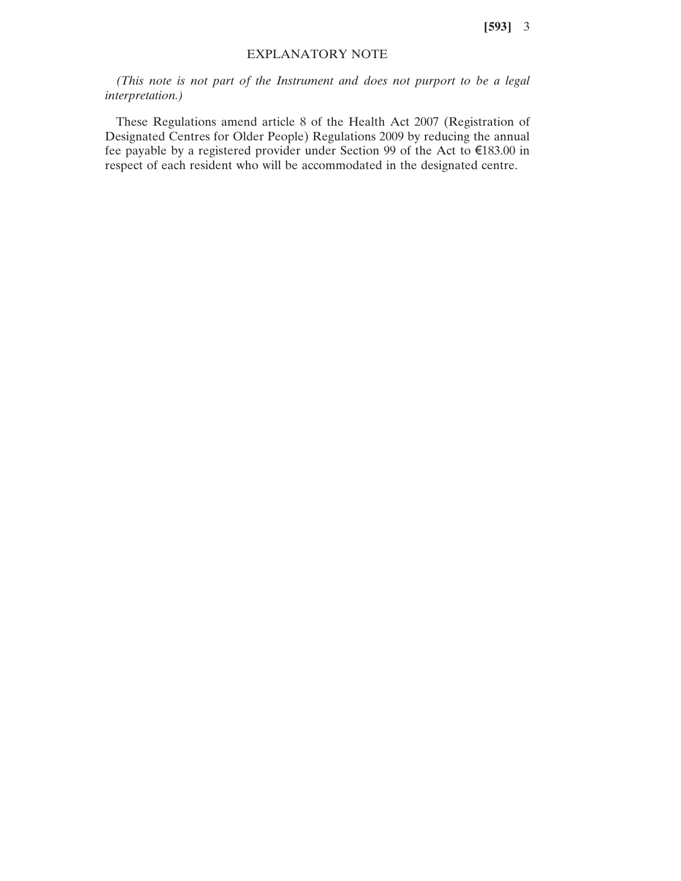## EXPLANATORY NOTE

*(This note is not part of the Instrument and does not purport to be a legal interpretation.)*

These Regulations amend article 8 of the Health Act 2007 (Registration of Designated Centres for Older People) Regulations 2009 by reducing the annual fee payable by a registered provider under Section 99 of the Act to €183.00 in respect of each resident who will be accommodated in the designated centre.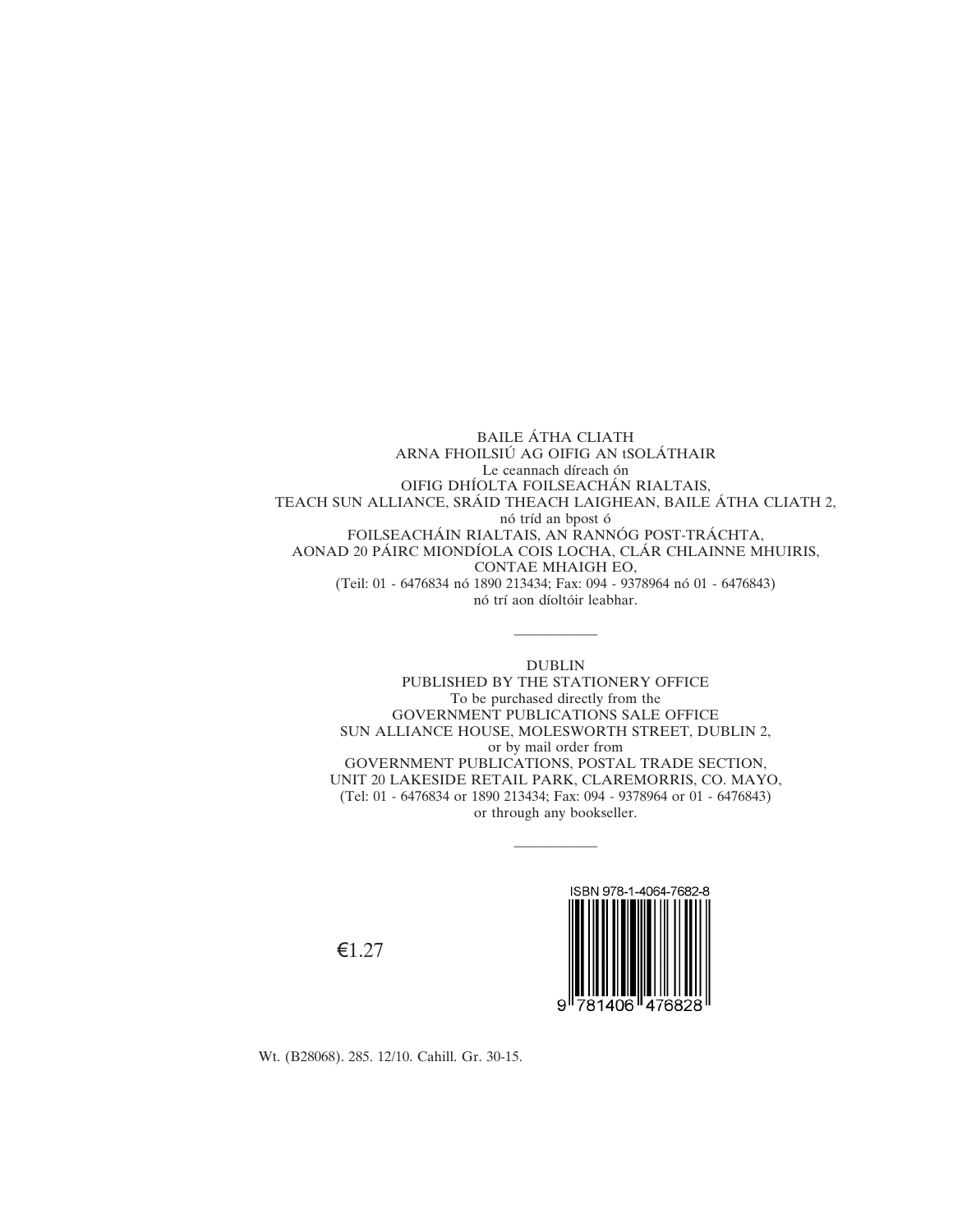BAILE ÁTHA CLIATH
ARNA FHOILSIÚ AG OIFIG AN tSOLÁTHAIR
Le ceannach díreach ón
OIFIG DHÍOLTA FOILSEACHÁN RIALTAIS,
TEACH SUN ALLIANCE, SRÁID THEACH LAIGHEAN, BAILE ÁTHA CLIATH 2,
nó tríd an bpost ó
FOILSEACHÁIN RIALTAIS, AN RANNÓG POST-TRÁCHTA,
AONAD 20 PÁIRC MIONDÍOLA COIS LOCHA, CLÁR CHLAINNE MHUIRIS,
CONTAE MHAIGH EO,
(Teil: 01 - 6476834 nó 1890 213434; Fax: 094 - 9378964 nó 01 - 6476843)
nó trí aon díoltóir leabhar.

---

DUBLIN
PUBLISHED BY THE STATIONERY OFFICE
To be purchased directly from the
GOVERNMENT PUBLICATIONS SALE OFFICE
SUN ALLIANCE HOUSE, MOLESWORTH STREET, DUBLIN 2,
or by mail order from
GOVERNMENT PUBLICATIONS, POSTAL TRADE SECTION,
UNIT 20 LAKESIDE RETAIL PARK, CLAREMORRIS, CO. MAYO,
(Tel: 01 - 6476834 or 1890 213434; Fax: 094 - 9378964 or 01 - 6476843)
or through any bookseller.

---

€1.27

ISBN 978-1-4064-7682-8

9 781406 476828

Wt. (B28068). 285. 12/10. Cahill. Gr. 30-15.